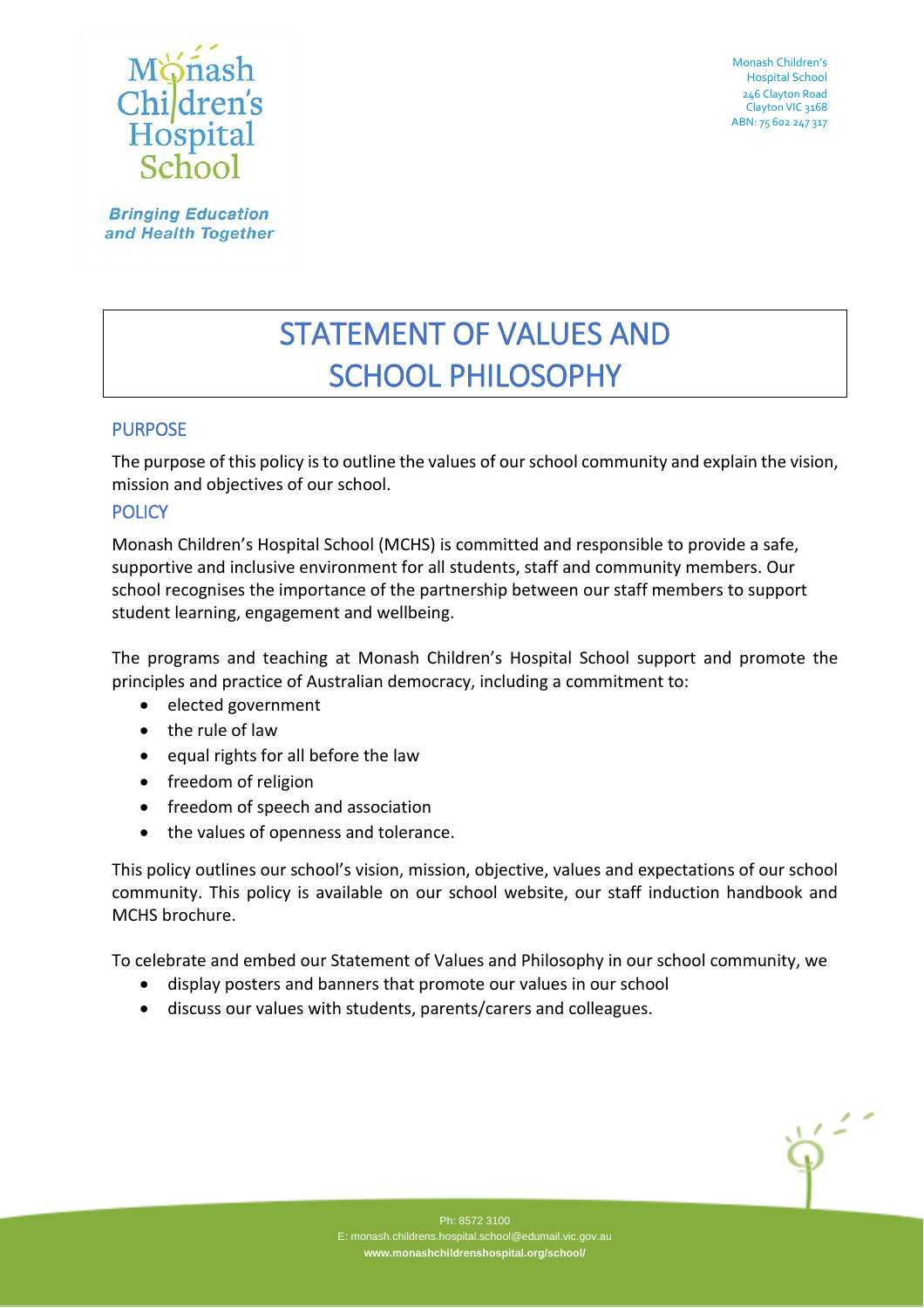Monash Children's Hospital School

*Bringing Education and Health Together*

Monash Children's Hospital School
246 Clayton Road
Clayton VIC 3168
ABN: 75 602 247 317

# STATEMENT OF VALUES AND SCHOOL PHILOSOPHY

## PURPOSE

The purpose of this policy is to outline the values of our school community and explain the vision, mission and objectives of our school.

## POLICY

Monash Children's Hospital School (MCHS) is committed and responsible to provide a safe, supportive and inclusive environment for all students, staff and community members. Our school recognises the importance of the partnership between our staff members to support student learning, engagement and wellbeing.

The programs and teaching at Monash Children's Hospital School support and promote the principles and practice of Australian democracy, including a commitment to:

- elected government
- the rule of law
- equal rights for all before the law
- freedom of religion
- freedom of speech and association
- the values of openness and tolerance.

This policy outlines our school's vision, mission, objective, values and expectations of our school community. This policy is available on our school website, our staff induction handbook and MCHS brochure.

To celebrate and embed our Statement of Values and Philosophy in our school community, we

- display posters and banners that promote our values in our school
- discuss our values with students, parents/carers and colleagues.

Ph: 8572 3100
E: monash.childrens.hospital.school@edumail.vic.gov.au
**www.monashchildrenshospital.org/school/**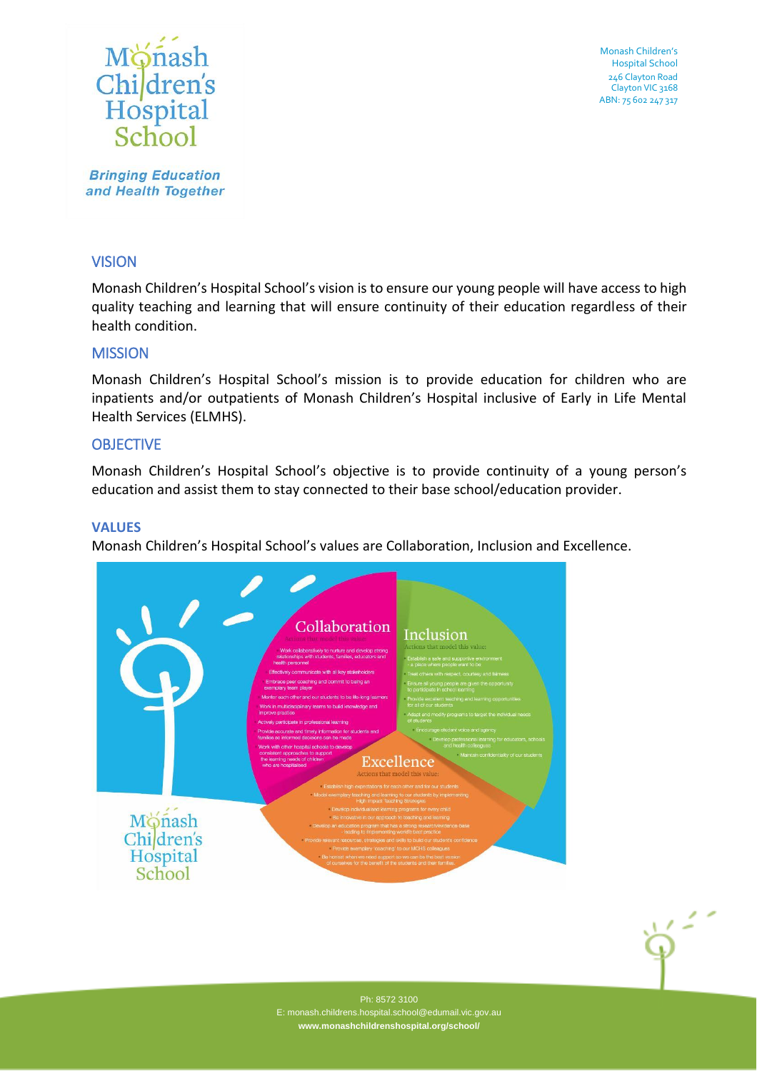## VISION

Monash Children's Hospital School's vision is to ensure our young people will have access to high quality teaching and learning that will ensure continuity of their education regardless of their health condition.

## MISSION

Monash Children's Hospital School's mission is to provide education for children who are inpatients and/or outpatients of Monash Children's Hospital inclusive of Early in Life Mental Health Services (ELMHS).

## OBJECTIVE

Monash Children's Hospital School's objective is to provide continuity of a young person's education and assist them to stay connected to their base school/education provider.

**VALUES**

Monash Children's Hospital School's values are Collaboration, Inclusion and Excellence.

### Collaboration

Actions that model this value:

- Work collaboratively to nurture and develop strong relationships with students, families, educators and health personnel
- Effectively communicate with all key stakeholders
- Embrace peer coaching and commit to being an exemplary team player
- Mentor each other and our students to be life-long learners
- Work in multidisciplinary teams to build knowledge and improve practice
- Actively participate in professional learning
- Provide accurate and timely information for students and families so informed decisions can be made
- Work with other hospital schools to develop consistent approaches to support the learning needs of children who are hospitalised

### Inclusion

Actions that model this value:

- Establish a safe and supportive environment – a place where people want to be
- Treat others with respect, courtesy and fairness
- Ensure all young people are given the opportunity to participate in school learning
- Provide excellent teaching and learning opportunities for all of our students
- Adapt and modify programs to target the individual needs of students
- Encourage student voice and agency
- Develop professional learning for educators, schools and health colleagues
- Maintain confidentiality of our students

### Excellence

Actions that model this value:

- Establish high expectations for each other and for our students
- Model exemplary teaching and learning to our students by implementing High Impact Teaching Strategies
- Develop individualised learning programs for every child
- Be innovative in our approach to teaching and learning
- Develop an education program that has a strong research/evidence-base – leading to implementing world's best practice
- Provide relevant resources, strategies and skills to build our students confidence
- Provide exemplary 'coaching' to our MCHS colleagues
- Be honest when we need support so we can be the best version of ourselves for the benefit of the students and their families.

Monash Children's Hospital School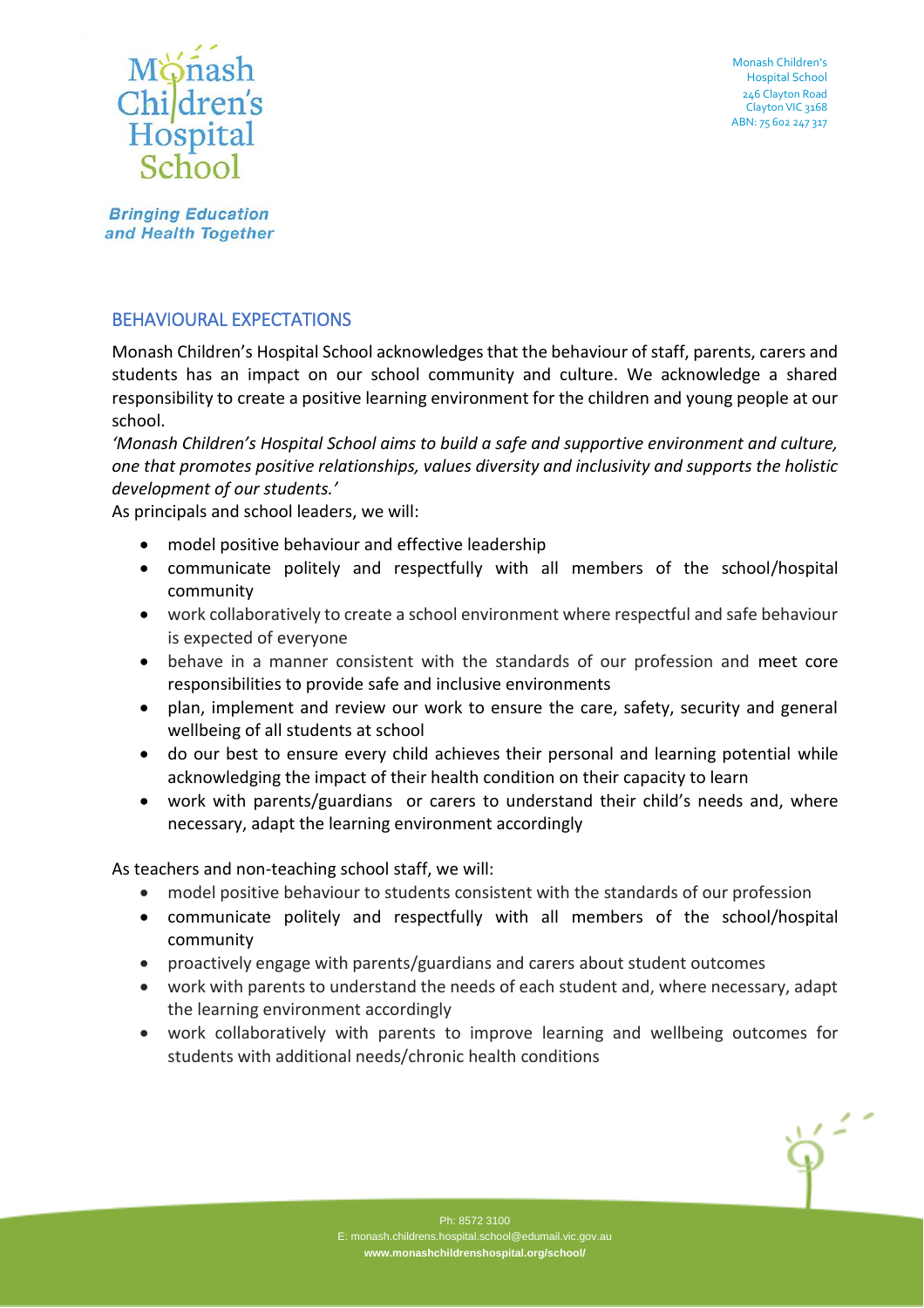## BEHAVIOURAL EXPECTATIONS

Monash Children's Hospital School acknowledges that the behaviour of staff, parents, carers and students has an impact on our school community and culture. We acknowledge a shared responsibility to create a positive learning environment for the children and young people at our school.

*'Monash Children's Hospital School aims to build a safe and supportive environment and culture, one that promotes positive relationships, values diversity and inclusivity and supports the holistic development of our students.'*

As principals and school leaders, we will:

- model positive behaviour and effective leadership
- communicate politely and respectfully with all members of the school/hospital community
- work collaboratively to create a school environment where respectful and safe behaviour is expected of everyone
- behave in a manner consistent with the standards of our profession and meet core responsibilities to provide safe and inclusive environments
- plan, implement and review our work to ensure the care, safety, security and general wellbeing of all students at school
- do our best to ensure every child achieves their personal and learning potential while acknowledging the impact of their health condition on their capacity to learn
- work with parents/guardians or carers to understand their child's needs and, where necessary, adapt the learning environment accordingly

As teachers and non-teaching school staff, we will:

- model positive behaviour to students consistent with the standards of our profession
- communicate politely and respectfully with all members of the school/hospital community
- proactively engage with parents/guardians and carers about student outcomes
- work with parents to understand the needs of each student and, where necessary, adapt the learning environment accordingly
- work collaboratively with parents to improve learning and wellbeing outcomes for students with additional needs/chronic health conditions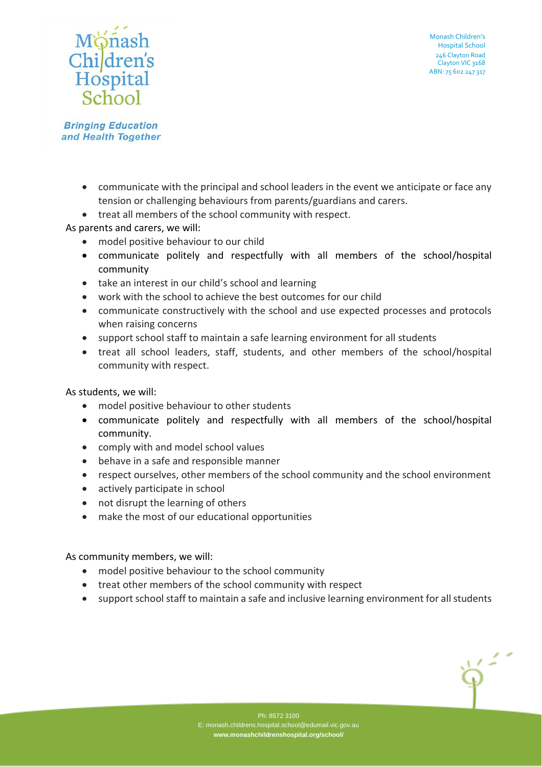- communicate with the principal and school leaders in the event we anticipate or face any tension or challenging behaviours from parents/guardians and carers.
- treat all members of the school community with respect.

As parents and carers, we will:

- model positive behaviour to our child
- communicate politely and respectfully with all members of the school/hospital community
- take an interest in our child's school and learning
- work with the school to achieve the best outcomes for our child
- communicate constructively with the school and use expected processes and protocols when raising concerns
- support school staff to maintain a safe learning environment for all students
- treat all school leaders, staff, students, and other members of the school/hospital community with respect.

As students, we will:

- model positive behaviour to other students
- communicate politely and respectfully with all members of the school/hospital community.
- comply with and model school values
- behave in a safe and responsible manner
- respect ourselves, other members of the school community and the school environment
- actively participate in school
- not disrupt the learning of others
- make the most of our educational opportunities

As community members, we will:

- model positive behaviour to the school community
- treat other members of the school community with respect
- support school staff to maintain a safe and inclusive learning environment for all students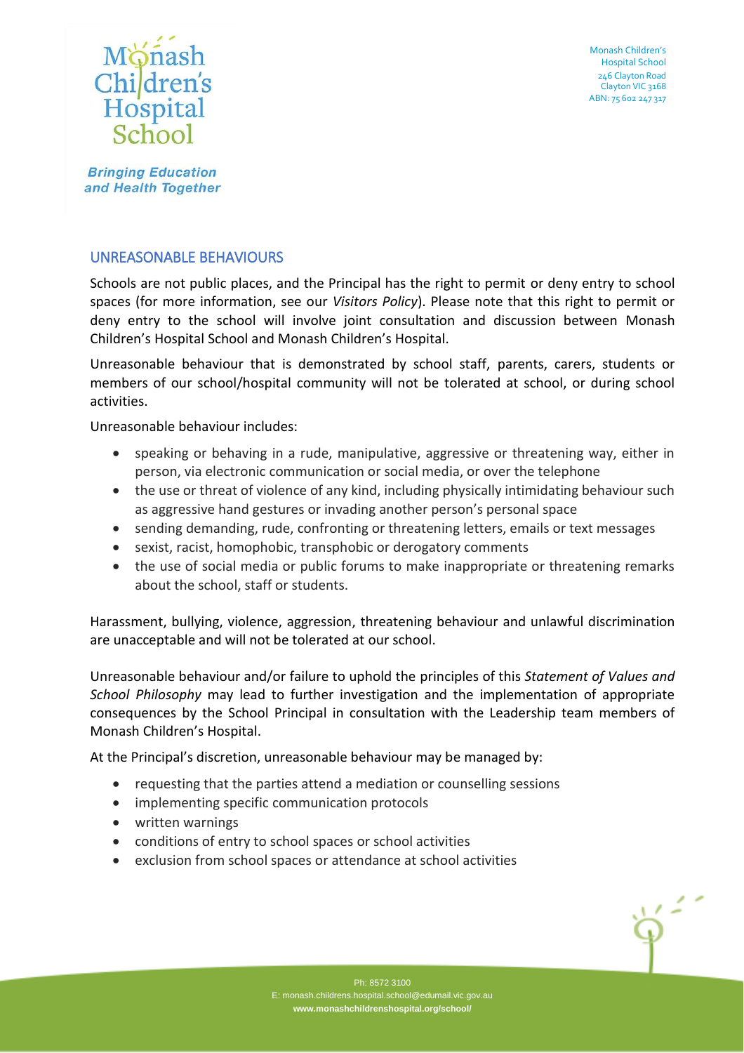## UNREASONABLE BEHAVIOURS

Schools are not public places, and the Principal has the right to permit or deny entry to school spaces (for more information, see our *Visitors Policy*). Please note that this right to permit or deny entry to the school will involve joint consultation and discussion between Monash Children's Hospital School and Monash Children's Hospital.

Unreasonable behaviour that is demonstrated by school staff, parents, carers, students or members of our school/hospital community will not be tolerated at school, or during school activities.

Unreasonable behaviour includes:

- speaking or behaving in a rude, manipulative, aggressive or threatening way, either in person, via electronic communication or social media, or over the telephone
- the use or threat of violence of any kind, including physically intimidating behaviour such as aggressive hand gestures or invading another person's personal space
- sending demanding, rude, confronting or threatening letters, emails or text messages
- sexist, racist, homophobic, transphobic or derogatory comments
- the use of social media or public forums to make inappropriate or threatening remarks about the school, staff or students.

Harassment, bullying, violence, aggression, threatening behaviour and unlawful discrimination are unacceptable and will not be tolerated at our school.

Unreasonable behaviour and/or failure to uphold the principles of this *Statement of Values and School Philosophy* may lead to further investigation and the implementation of appropriate consequences by the School Principal in consultation with the Leadership team members of Monash Children's Hospital.

At the Principal's discretion, unreasonable behaviour may be managed by:

- requesting that the parties attend a mediation or counselling sessions
- implementing specific communication protocols
- written warnings
- conditions of entry to school spaces or school activities
- exclusion from school spaces or attendance at school activities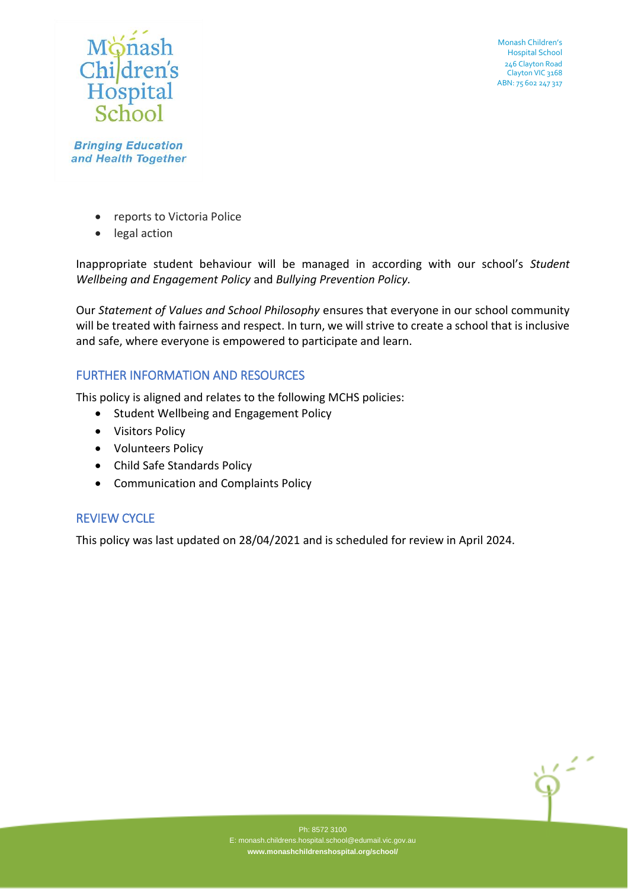- reports to Victoria Police
- legal action

Inappropriate student behaviour will be managed in according with our school's *Student Wellbeing and Engagement Policy* and *Bullying Prevention Policy.*

Our *Statement of Values and School Philosophy* ensures that everyone in our school community will be treated with fairness and respect. In turn, we will strive to create a school that is inclusive and safe, where everyone is empowered to participate and learn.

## FURTHER INFORMATION AND RESOURCES

This policy is aligned and relates to the following MCHS policies:

- Student Wellbeing and Engagement Policy
- Visitors Policy
- Volunteers Policy
- Child Safe Standards Policy
- Communication and Complaints Policy

## REVIEW CYCLE

This policy was last updated on 28/04/2021 and is scheduled for review in April 2024.